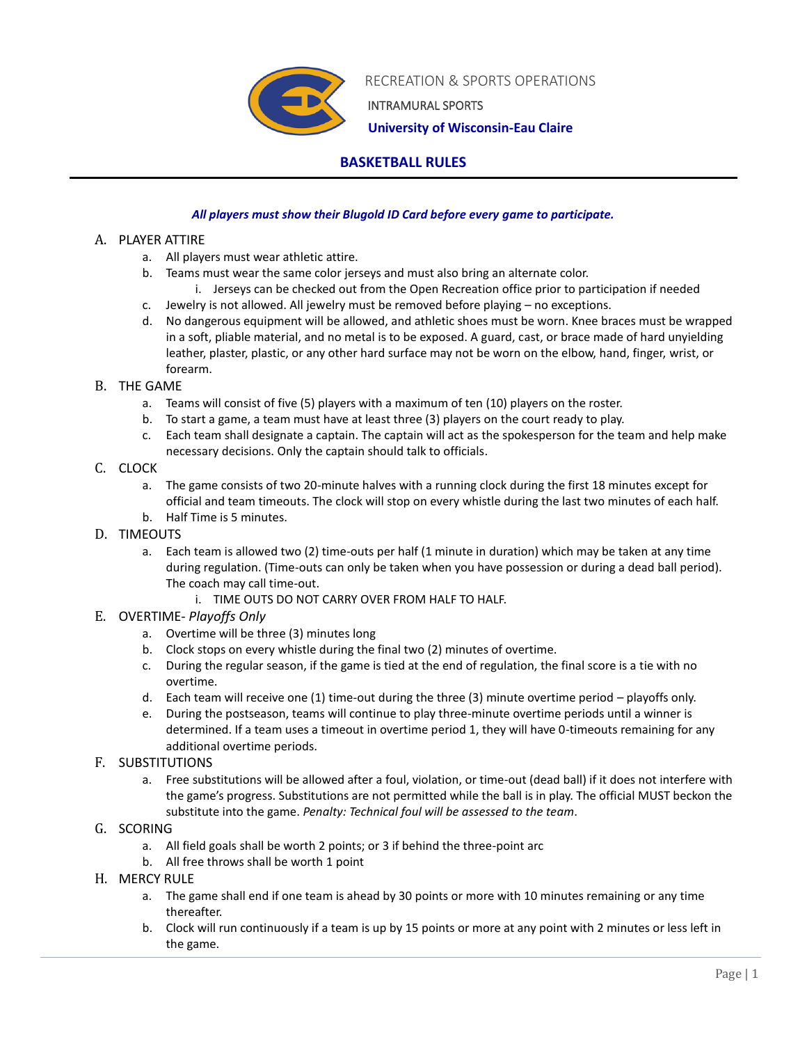RECREATION & SPORTS OPERATIONS

INTRAMURAL SPORTS

**University of Wisconsin-Eau Claire**

# BASKETBALL RULES

***All players must show their Blugold ID Card before every game to participate.***

A. PLAYER ATTIRE
   a. All players must wear athletic attire.
   b. Teams must wear the same color jerseys and must also bring an alternate color.
      i. Jerseys can be checked out from the Open Recreation office prior to participation if needed
   c. Jewelry is not allowed. All jewelry must be removed before playing – no exceptions.
   d. No dangerous equipment will be allowed, and athletic shoes must be worn. Knee braces must be wrapped in a soft, pliable material, and no metal is to be exposed. A guard, cast, or brace made of hard unyielding leather, plaster, plastic, or any other hard surface may not be worn on the elbow, hand, finger, wrist, or forearm.

B. THE GAME
   a. Teams will consist of five (5) players with a maximum of ten (10) players on the roster.
   b. To start a game, a team must have at least three (3) players on the court ready to play.
   c. Each team shall designate a captain. The captain will act as the spokesperson for the team and help make necessary decisions. Only the captain should talk to officials.

C. CLOCK
   a. The game consists of two 20-minute halves with a running clock during the first 18 minutes except for official and team timeouts. The clock will stop on every whistle during the last two minutes of each half.
   b. Half Time is 5 minutes.

D. TIMEOUTS
   a. Each team is allowed two (2) time-outs per half (1 minute in duration) which may be taken at any time during regulation. (Time-outs can only be taken when you have possession or during a dead ball period). The coach may call time-out.
      i. TIME OUTS DO NOT CARRY OVER FROM HALF TO HALF.

E. OVERTIME- *Playoffs Only*
   a. Overtime will be three (3) minutes long
   b. Clock stops on every whistle during the final two (2) minutes of overtime.
   c. During the regular season, if the game is tied at the end of regulation, the final score is a tie with no overtime.
   d. Each team will receive one (1) time-out during the three (3) minute overtime period – playoffs only.
   e. During the postseason, teams will continue to play three-minute overtime periods until a winner is determined. If a team uses a timeout in overtime period 1, they will have 0-timeouts remaining for any additional overtime periods.

F. SUBSTITUTIONS
   a. Free substitutions will be allowed after a foul, violation, or time-out (dead ball) if it does not interfere with the game's progress. Substitutions are not permitted while the ball is in play. The official MUST beckon the substitute into the game. *Penalty: Technical foul will be assessed to the team*.

G. SCORING
   a. All field goals shall be worth 2 points; or 3 if behind the three-point arc
   b. All free throws shall be worth 1 point

H. MERCY RULE
   a. The game shall end if one team is ahead by 30 points or more with 10 minutes remaining or any time thereafter.
   b. Clock will run continuously if a team is up by 15 points or more at any point with 2 minutes or less left in the game.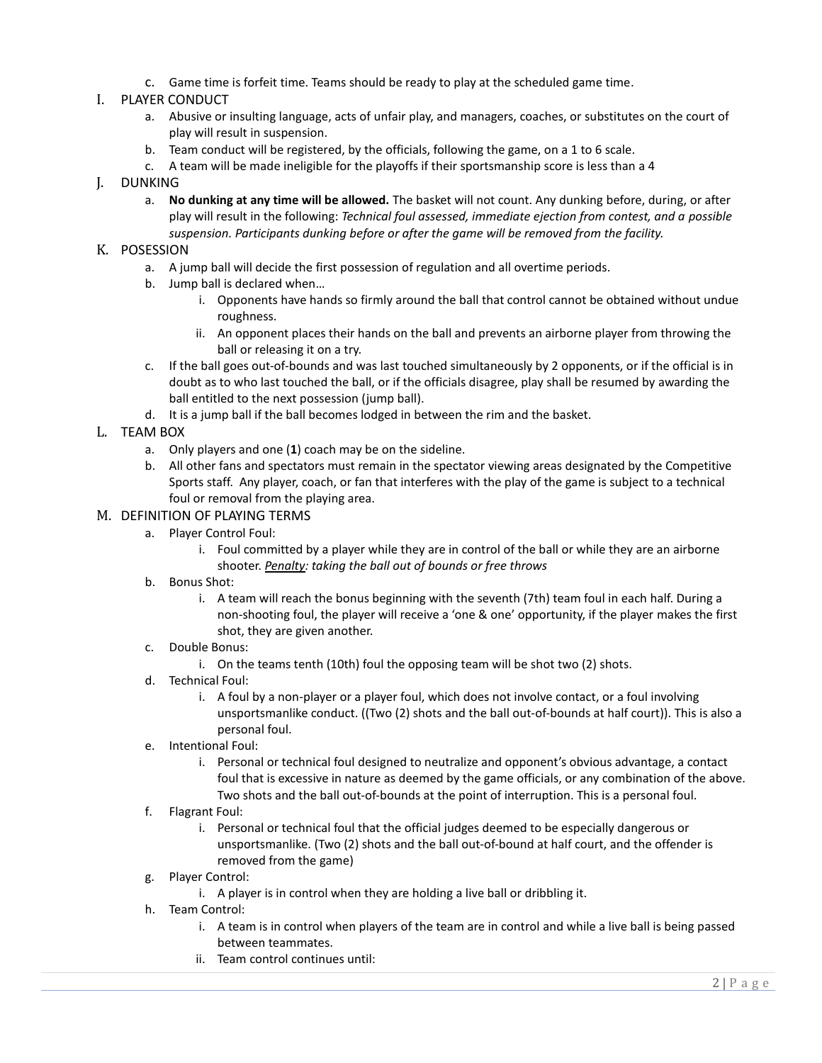c. Game time is forfeit time. Teams should be ready to play at the scheduled game time.

## I. PLAYER CONDUCT

a. Abusive or insulting language, acts of unfair play, and managers, coaches, or substitutes on the court of play will result in suspension.

b. Team conduct will be registered, by the officials, following the game, on a 1 to 6 scale.

c. A team will be made ineligible for the playoffs if their sportsmanship score is less than a 4

## J. DUNKING

a. **No dunking at any time will be allowed.** The basket will not count. Any dunking before, during, or after play will result in the following: *Technical foul assessed, immediate ejection from contest, and a possible suspension. Participants dunking before or after the game will be removed from the facility.*

## K. POSESSION

a. A jump ball will decide the first possession of regulation and all overtime periods.

b. Jump ball is declared when…

   i. Opponents have hands so firmly around the ball that control cannot be obtained without undue roughness.

   ii. An opponent places their hands on the ball and prevents an airborne player from throwing the ball or releasing it on a try.

c. If the ball goes out-of-bounds and was last touched simultaneously by 2 opponents, or if the official is in doubt as to who last touched the ball, or if the officials disagree, play shall be resumed by awarding the ball entitled to the next possession (jump ball).

d. It is a jump ball if the ball becomes lodged in between the rim and the basket.

## L. TEAM BOX

a. Only players and one (**1**) coach may be on the sideline.

b. All other fans and spectators must remain in the spectator viewing areas designated by the Competitive Sports staff. Any player, coach, or fan that interferes with the play of the game is subject to a technical foul or removal from the playing area.

## M. DEFINITION OF PLAYING TERMS

a. Player Control Foul:

   i. Foul committed by a player while they are in control of the ball or while they are an airborne shooter. *Penalty: taking the ball out of bounds or free throws*

b. Bonus Shot:

   i. A team will reach the bonus beginning with the seventh (7th) team foul in each half. During a non-shooting foul, the player will receive a 'one & one' opportunity, if the player makes the first shot, they are given another.

c. Double Bonus:

   i. On the teams tenth (10th) foul the opposing team will be shot two (2) shots.

d. Technical Foul:

   i. A foul by a non-player or a player foul, which does not involve contact, or a foul involving unsportsmanlike conduct. ((Two (2) shots and the ball out-of-bounds at half court)). This is also a personal foul.

e. Intentional Foul:

   i. Personal or technical foul designed to neutralize and opponent's obvious advantage, a contact foul that is excessive in nature as deemed by the game officials, or any combination of the above. Two shots and the ball out-of-bounds at the point of interruption. This is a personal foul.

f. Flagrant Foul:

   i. Personal or technical foul that the official judges deemed to be especially dangerous or unsportsmanlike. (Two (2) shots and the ball out-of-bound at half court, and the offender is removed from the game)

g. Player Control:

   i. A player is in control when they are holding a live ball or dribbling it.

h. Team Control:

   i. A team is in control when players of the team are in control and while a live ball is being passed between teammates.

   ii. Team control continues until: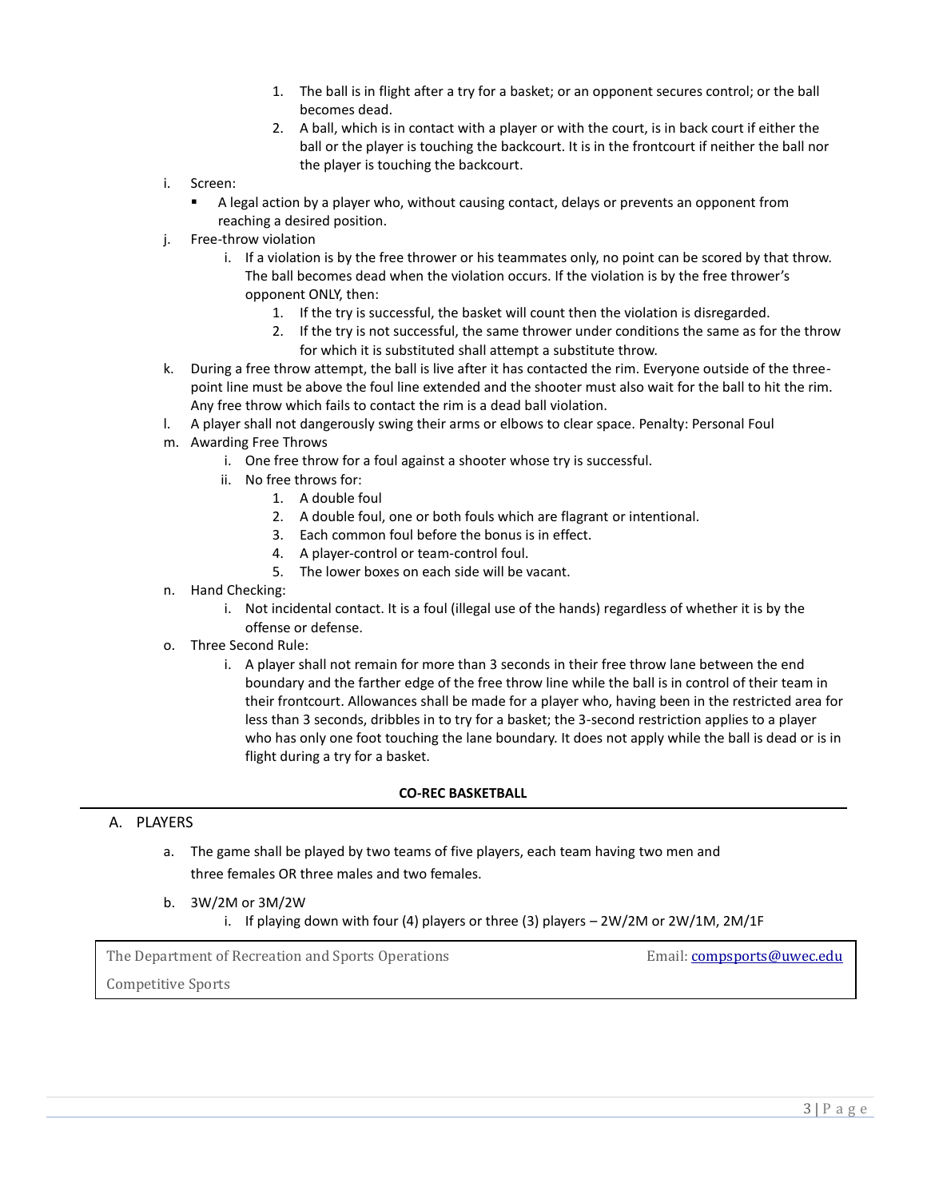1. The ball is in flight after a try for a basket; or an opponent secures control; or the ball becomes dead.
2. A ball, which is in contact with a player or with the court, is in back court if either the ball or the player is touching the backcourt. It is in the frontcourt if neither the ball nor the player is touching the backcourt.

i. Screen:
   - A legal action by a player who, without causing contact, delays or prevents an opponent from reaching a desired position.

j. Free-throw violation
   i. If a violation is by the free thrower or his teammates only, no point can be scored by that throw. The ball becomes dead when the violation occurs. If the violation is by the free thrower's opponent ONLY, then:
      1. If the try is successful, the basket will count then the violation is disregarded.
      2. If the try is not successful, the same thrower under conditions the same as for the throw for which it is substituted shall attempt a substitute throw.

k. During a free throw attempt, the ball is live after it has contacted the rim. Everyone outside of the three-point line must be above the foul line extended and the shooter must also wait for the ball to hit the rim. Any free throw which fails to contact the rim is a dead ball violation.

l. A player shall not dangerously swing their arms or elbows to clear space. Penalty: Personal Foul

m. Awarding Free Throws
   i. One free throw for a foul against a shooter whose try is successful.
   ii. No free throws for:
      1. A double foul
      2. A double foul, one or both fouls which are flagrant or intentional.
      3. Each common foul before the bonus is in effect.
      4. A player-control or team-control foul.
      5. The lower boxes on each side will be vacant.

n. Hand Checking:
   i. Not incidental contact. It is a foul (illegal use of the hands) regardless of whether it is by the offense or defense.

o. Three Second Rule:
   i. A player shall not remain for more than 3 seconds in their free throw lane between the end boundary and the farther edge of the free throw line while the ball is in control of their team in their frontcourt. Allowances shall be made for a player who, having been in the restricted area for less than 3 seconds, dribbles in to try for a basket; the 3-second restriction applies to a player who has only one foot touching the lane boundary. It does not apply while the ball is dead or is in flight during a try for a basket.

**CO-REC BASKETBALL**

## A. PLAYERS

a. The game shall be played by two teams of five players, each team having two men and three females OR three males and two females.

b. 3W/2M or 3M/2W
   i. If playing down with four (4) players or three (3) players – 2W/2M or 2W/1M, 2M/1F

The Department of Recreation and Sports Operations
Competitive Sports
Email: compsports@uwec.edu